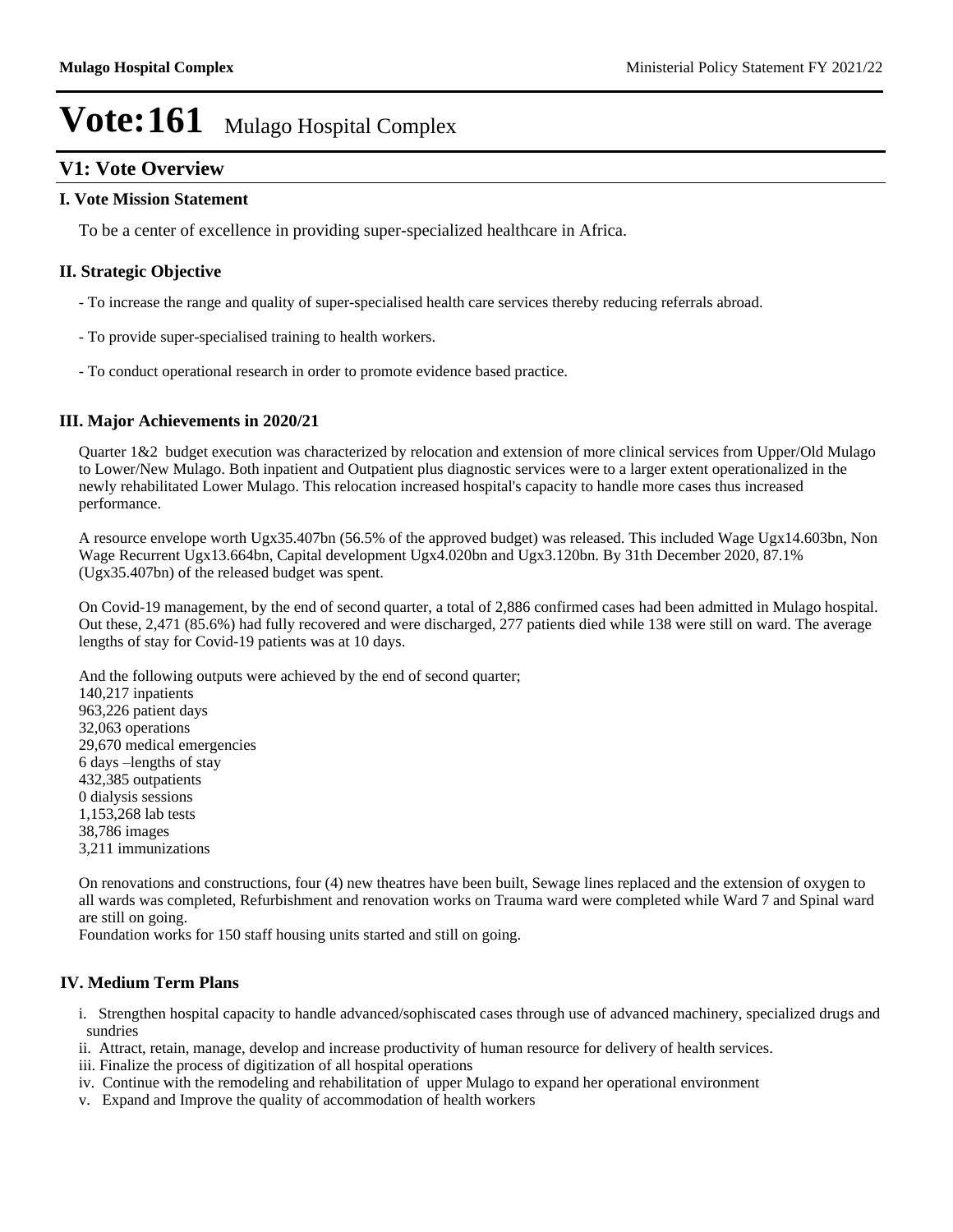# Vote:161 Mulago Hospital Complex

## V1: Vote Overview

### I. Vote Mission Statement

To be a center of excellence in providing super-specialized healthcare in Africa.

### II. Strategic Objective

- To increase the range and quality of super-specialised health care services thereby reducing referrals abroad.

- To provide super-specialised training to health workers.

- To conduct operational research in order to promote evidence based practice.

### III. Major Achievements in 2020/21

Quarter 1&2 budget execution was characterized by relocation and extension of more clinical services from Upper/Old Mulago to Lower/New Mulago. Both inpatient and Outpatient plus diagnostic services were to a larger extent operationalized in the newly rehabilitated Lower Mulago. This relocation increased hospital's capacity to handle more cases thus increased performance.

A resource envelope worth Ugx35.407bn (56.5% of the approved budget) was released. This included Wage Ugx14.603bn, Non Wage Recurrent Ugx13.664bn, Capital development Ugx4.020bn and Ugx3.120bn. By 31th December 2020, 87.1% (Ugx35.407bn) of the released budget was spent.

On Covid-19 management, by the end of second quarter, a total of 2,886 confirmed cases had been admitted in Mulago hospital. Out these, 2,471 (85.6%) had fully recovered and were discharged, 277 patients died while 138 were still on ward. The average lengths of stay for Covid-19 patients was at 10 days.

And the following outputs were achieved by the end of second quarter;  
140,217 inpatients  
963,226 patient days  
32,063 operations  
29,670 medical emergencies  
6 days –lengths of stay  
432,385 outpatients  
0 dialysis sessions  
1,153,268 lab tests  
38,786 images  
3,211 immunizations

On renovations and constructions, four (4) new theatres have been built, Sewage lines replaced and the extension of oxygen to all wards was completed, Refurbishment and renovation works on Trauma ward were completed while Ward 7 and Spinal ward are still on going.  
Foundation works for 150 staff housing units started and still on going.

### IV. Medium Term Plans

i. Strengthen hospital capacity to handle advanced/sophiscated cases through use of advanced machinery, specialized drugs and sundries  
ii. Attract, retain, manage, develop and increase productivity of human resource for delivery of health services.  
iii. Finalize the process of digitization of all hospital operations  
iv. Continue with the remodeling and rehabilitation of upper Mulago to expand her operational environment  
v. Expand and Improve the quality of accommodation of health workers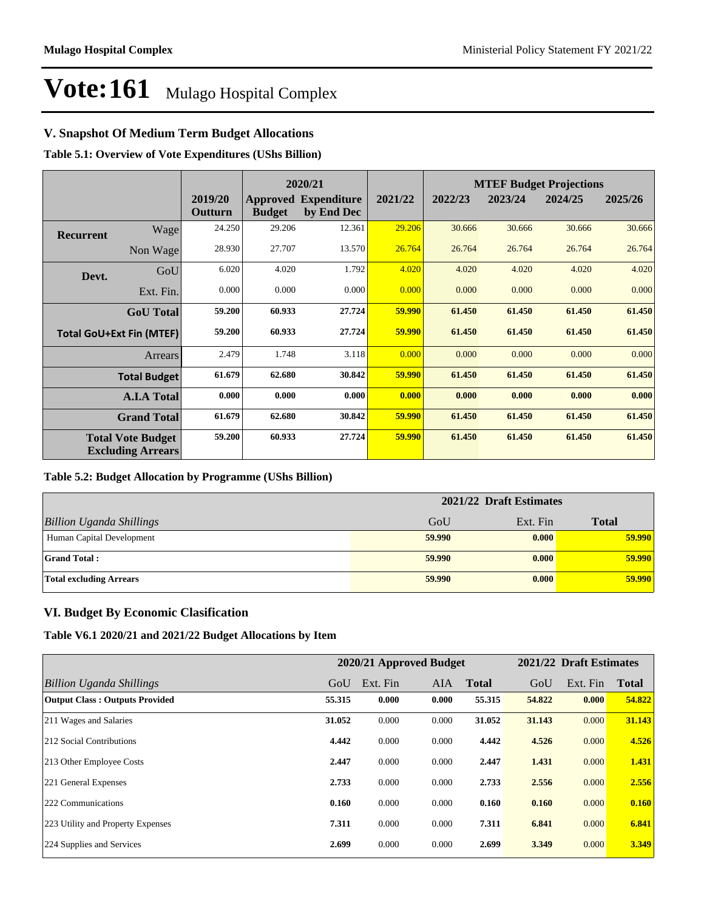# Vote:161 Mulago Hospital Complex

## V. Snapshot Of Medium Term Budget Allocations

**Table 5.1: Overview of Vote Expenditures (UShs Billion)**

| | | | 2020/21 | | | MTEF Budget Projections | | | |
|---|---|---|---|---|---|---|---|---|---|
| | | 2019/20 Outturn | Approved Budget | Expenditure by End Dec | 2021/22 | 2022/23 | 2023/24 | 2024/25 | 2025/26 |
| Recurrent | Wage | 24.250 | 29.206 | 12.361 | 29.206 | 30.666 | 30.666 | 30.666 | 30.666 |
| | Non Wage | 28.930 | 27.707 | 13.570 | 26.764 | 26.764 | 26.764 | 26.764 | 26.764 |
| Devt. | GoU | 6.020 | 4.020 | 1.792 | 4.020 | 4.020 | 4.020 | 4.020 | 4.020 |
| | Ext. Fin. | 0.000 | 0.000 | 0.000 | 0.000 | 0.000 | 0.000 | 0.000 | 0.000 |
| | **GoU Total** | **59.200** | **60.933** | **27.724** | **59.990** | **61.450** | **61.450** | **61.450** | **61.450** |
| **Total GoU+Ext Fin (MTEF)** | | **59.200** | **60.933** | **27.724** | **59.990** | **61.450** | **61.450** | **61.450** | **61.450** |
| | Arrears | 2.479 | 1.748 | 3.118 | 0.000 | 0.000 | 0.000 | 0.000 | 0.000 |
| | **Total Budget** | **61.679** | **62.680** | **30.842** | **59.990** | **61.450** | **61.450** | **61.450** | **61.450** |
| | **A.I.A Total** | **0.000** | **0.000** | **0.000** | **0.000** | **0.000** | **0.000** | **0.000** | **0.000** |
| | **Grand Total** | **61.679** | **62.680** | **30.842** | **59.990** | **61.450** | **61.450** | **61.450** | **61.450** |
| **Total Vote Budget Excluding Arrears** | | **59.200** | **60.933** | **27.724** | **59.990** | **61.450** | **61.450** | **61.450** | **61.450** |

**Table 5.2: Budget Allocation by Programme (UShs Billion)**

| | 2021/22 Draft Estimates | | |
|---|---|---|---|
| *Billion Uganda Shillings* | GoU | Ext. Fin | **Total** |
| Human Capital Development | **59.990** | **0.000** | **59.990** |
| **Grand Total :** | **59.990** | **0.000** | **59.990** |
| **Total excluding Arrears** | **59.990** | **0.000** | **59.990** |

## VI. Budget By Economic Clasification

**Table V6.1 2020/21 and 2021/22 Budget Allocations by Item**

| | 2020/21 Approved Budget | | | | 2021/22 Draft Estimates | | |
|---|---|---|---|---|---|---|---|
| *Billion Uganda Shillings* | GoU | Ext. Fin | AIA | **Total** | GoU | Ext. Fin | **Total** |
| **Output Class : Outputs Provided** | **55.315** | **0.000** | **0.000** | **55.315** | **54.822** | **0.000** | **54.822** |
| 211 Wages and Salaries | **31.052** | 0.000 | 0.000 | **31.052** | **31.143** | 0.000 | **31.143** |
| 212 Social Contributions | **4.442** | 0.000 | 0.000 | **4.442** | **4.526** | 0.000 | **4.526** |
| 213 Other Employee Costs | **2.447** | 0.000 | 0.000 | **2.447** | **1.431** | 0.000 | **1.431** |
| 221 General Expenses | **2.733** | 0.000 | 0.000 | **2.733** | **2.556** | 0.000 | **2.556** |
| 222 Communications | **0.160** | 0.000 | 0.000 | **0.160** | **0.160** | 0.000 | **0.160** |
| 223 Utility and Property Expenses | **7.311** | 0.000 | 0.000 | **7.311** | **6.841** | 0.000 | **6.841** |
| 224 Supplies and Services | **2.699** | 0.000 | 0.000 | **2.699** | **3.349** | 0.000 | **3.349** |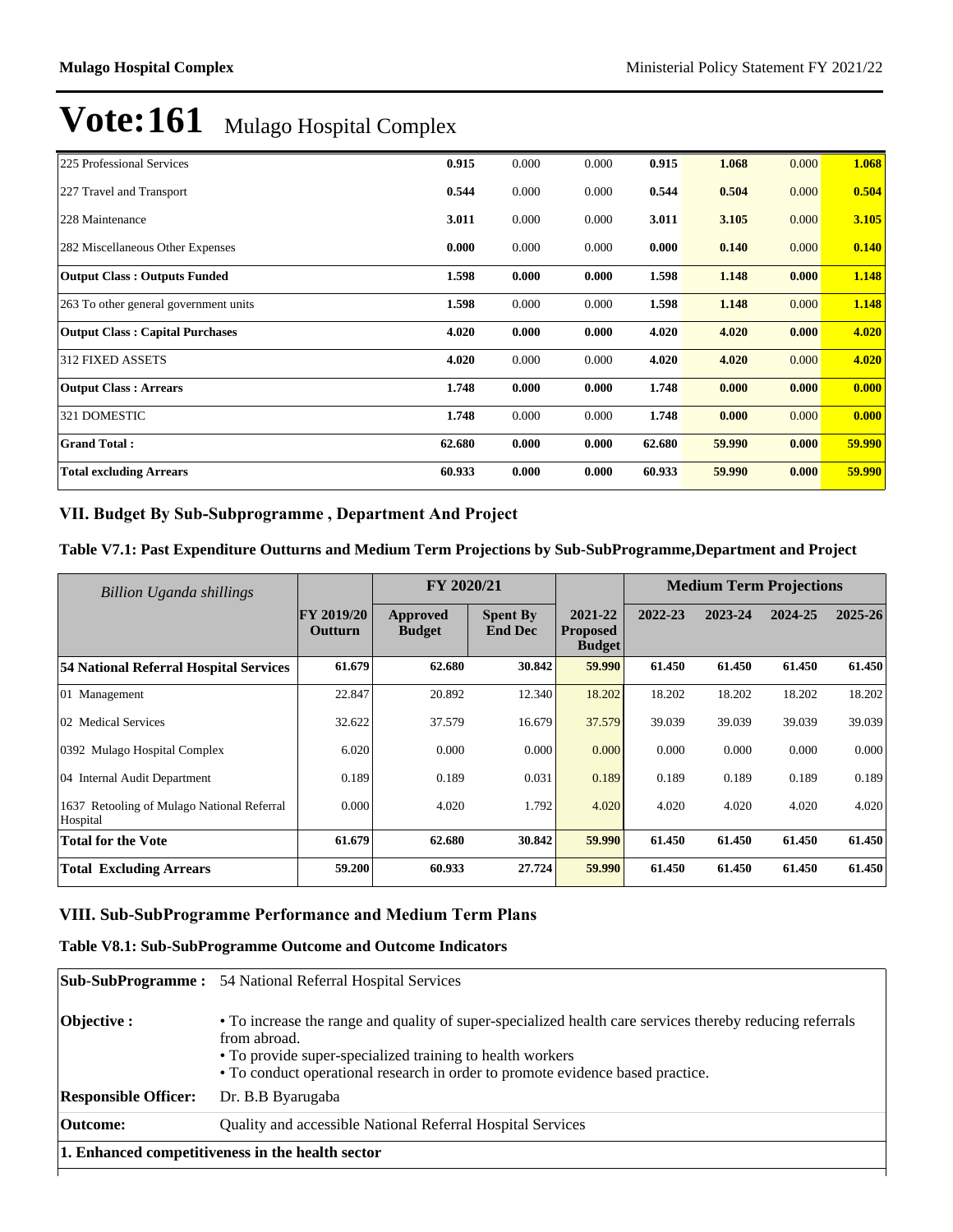# Vote:161 Mulago Hospital Complex

| | | | | | | | |
|---|---|---|---|---|---|---|---|
| 225 Professional Services | **0.915** | 0.000 | 0.000 | **0.915** | **1.068** | 0.000 | **1.068** |
| 227 Travel and Transport | **0.544** | 0.000 | 0.000 | **0.544** | **0.504** | 0.000 | **0.504** |
| 228 Maintenance | **3.011** | 0.000 | 0.000 | **3.011** | **3.105** | 0.000 | **3.105** |
| 282 Miscellaneous Other Expenses | **0.000** | 0.000 | 0.000 | **0.000** | **0.140** | 0.000 | **0.140** |
| **Output Class : Outputs Funded** | **1.598** | **0.000** | **0.000** | **1.598** | **1.148** | **0.000** | **1.148** |
| 263 To other general government units | **1.598** | 0.000 | 0.000 | **1.598** | **1.148** | 0.000 | **1.148** |
| **Output Class : Capital Purchases** | **4.020** | **0.000** | **0.000** | **4.020** | **4.020** | **0.000** | **4.020** |
| 312 FIXED ASSETS | **4.020** | 0.000 | 0.000 | **4.020** | **4.020** | 0.000 | **4.020** |
| **Output Class : Arrears** | **1.748** | **0.000** | **0.000** | **1.748** | **0.000** | **0.000** | **0.000** |
| 321 DOMESTIC | **1.748** | 0.000 | 0.000 | **1.748** | **0.000** | 0.000 | **0.000** |
| **Grand Total :** | **62.680** | **0.000** | **0.000** | **62.680** | **59.990** | **0.000** | **59.990** |
| **Total excluding Arrears** | **60.933** | **0.000** | **0.000** | **60.933** | **59.990** | **0.000** | **59.990** |

## VII. Budget By Sub-Subprogramme , Department And Project

### Table V7.1: Past Expenditure Outturns and Medium Term Projections by Sub-SubProgramme,Department and Project

| *Billion Uganda shillings* | | FY 2020/21 | | | Medium Term Projections | | | |
|---|---|---|---|---|---|---|---|---|
| | **FY 2019/20 Outturn** | **Approved Budget** | **Spent By End Dec** | **2021-22 Proposed Budget** | **2022-23** | **2023-24** | **2024-25** | **2025-26** |
| **54 National Referral Hospital Services** | **61.679** | **62.680** | **30.842** | **59.990** | **61.450** | **61.450** | **61.450** | **61.450** |
| 01 Management | 22.847 | 20.892 | 12.340 | 18.202 | 18.202 | 18.202 | 18.202 | 18.202 |
| 02 Medical Services | 32.622 | 37.579 | 16.679 | 37.579 | 39.039 | 39.039 | 39.039 | 39.039 |
| 0392 Mulago Hospital Complex | 6.020 | 0.000 | 0.000 | 0.000 | 0.000 | 0.000 | 0.000 | 0.000 |
| 04 Internal Audit Department | 0.189 | 0.189 | 0.031 | 0.189 | 0.189 | 0.189 | 0.189 | 0.189 |
| 1637 Retooling of Mulago National Referral Hospital | 0.000 | 4.020 | 1.792 | 4.020 | 4.020 | 4.020 | 4.020 | 4.020 |
| **Total for the Vote** | **61.679** | **62.680** | **30.842** | **59.990** | **61.450** | **61.450** | **61.450** | **61.450** |
| **Total Excluding Arrears** | **59.200** | **60.933** | **27.724** | **59.990** | **61.450** | **61.450** | **61.450** | **61.450** |

## VIII. Sub-SubProgramme Performance and Medium Term Plans

### Table V8.1: Sub-SubProgramme Outcome and Outcome Indicators

| | |
|---|---|
| **Sub-SubProgramme :** | 54 National Referral Hospital Services |
| **Objective :** | • To increase the range and quality of super-specialized health care services thereby reducing referrals from abroad.<br>• To provide super-specialized training to health workers<br>• To conduct operational research in order to promote evidence based practice. |
| **Responsible Officer:** | Dr. B.B Byarugaba |
| **Outcome:** | Quality and accessible National Referral Hospital Services |
| **1. Enhanced competitiveness in the health sector** | |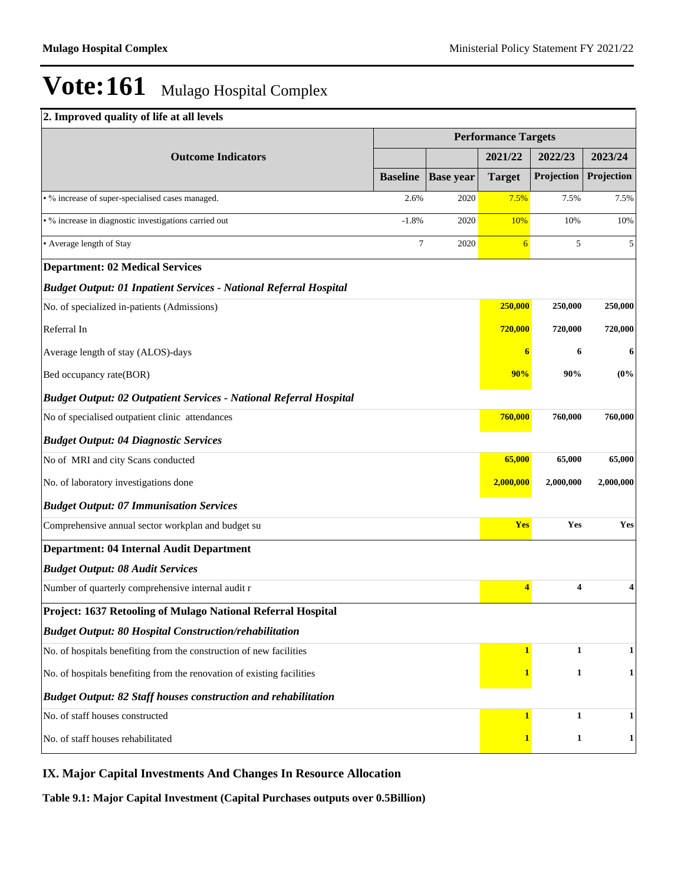# Vote:161 Mulago Hospital Complex

| 2. Improved quality of life at all levels | | | | | |
|---|---|---|---|---|---|
| **Outcome Indicators** | **Performance Targets** | | | | |
| | | | **2021/22** | **2022/23** | **2023/24** |
| | **Baseline** | **Base year** | **Target** | **Projection** | **Projection** |
| • % increase of super-specialised cases managed. | 2.6% | 2020 | 7.5% | 7.5% | 7.5% |
| • % increase in diagnostic investigations carried out | -1.8% | 2020 | 10% | 10% | 10% |
| • Average length of Stay | 7 | 2020 | 6 | 5 | 5 |
| **Department: 02 Medical Services** | | | | | |
| ***Budget Output: 01 Inpatient Services - National Referral Hospital*** | | | | | |
| No. of specialized in-patients (Admissions) | | | **250,000** | **250,000** | **250,000** |
| Referral In | | | **720,000** | **720,000** | **720,000** |
| Average length of stay (ALOS)-days | | | **6** | **6** | **6** |
| Bed occupancy rate(BOR) | | | **90%** | **90%** | **(0%** |
| ***Budget Output: 02 Outpatient Services - National Referral Hospital*** | | | | | |
| No of specialised outpatient clinic attendances | | | **760,000** | **760,000** | **760,000** |
| ***Budget Output: 04 Diagnostic Services*** | | | | | |
| No of MRI and city Scans conducted | | | **65,000** | **65,000** | **65,000** |
| No. of laboratory investigations done | | | **2,000,000** | **2,000,000** | **2,000,000** |
| ***Budget Output: 07 Immunisation Services*** | | | | | |
| Comprehensive annual sector workplan and budget su | | | **Yes** | **Yes** | **Yes** |
| **Department: 04 Internal Audit Department** | | | | | |
| ***Budget Output: 08 Audit Services*** | | | | | |
| Number of quarterly comprehensive internal audit r | | | **4** | **4** | **4** |
| **Project: 1637 Retooling of Mulago National Referral Hospital** | | | | | |
| ***Budget Output: 80 Hospital Construction/rehabilitation*** | | | | | |
| No. of hospitals benefiting from the construction of new facilities | | | **1** | **1** | **1** |
| No. of hospitals benefiting from the renovation of existing facilities | | | **1** | **1** | **1** |
| ***Budget Output: 82 Staff houses construction and rehabilitation*** | | | | | |
| No. of staff houses constructed | | | **1** | **1** | **1** |
| No. of staff houses rehabilitated | | | **1** | **1** | **1** |

## IX. Major Capital Investments And Changes In Resource Allocation

**Table 9.1: Major Capital Investment (Capital Purchases outputs over 0.5Billion)**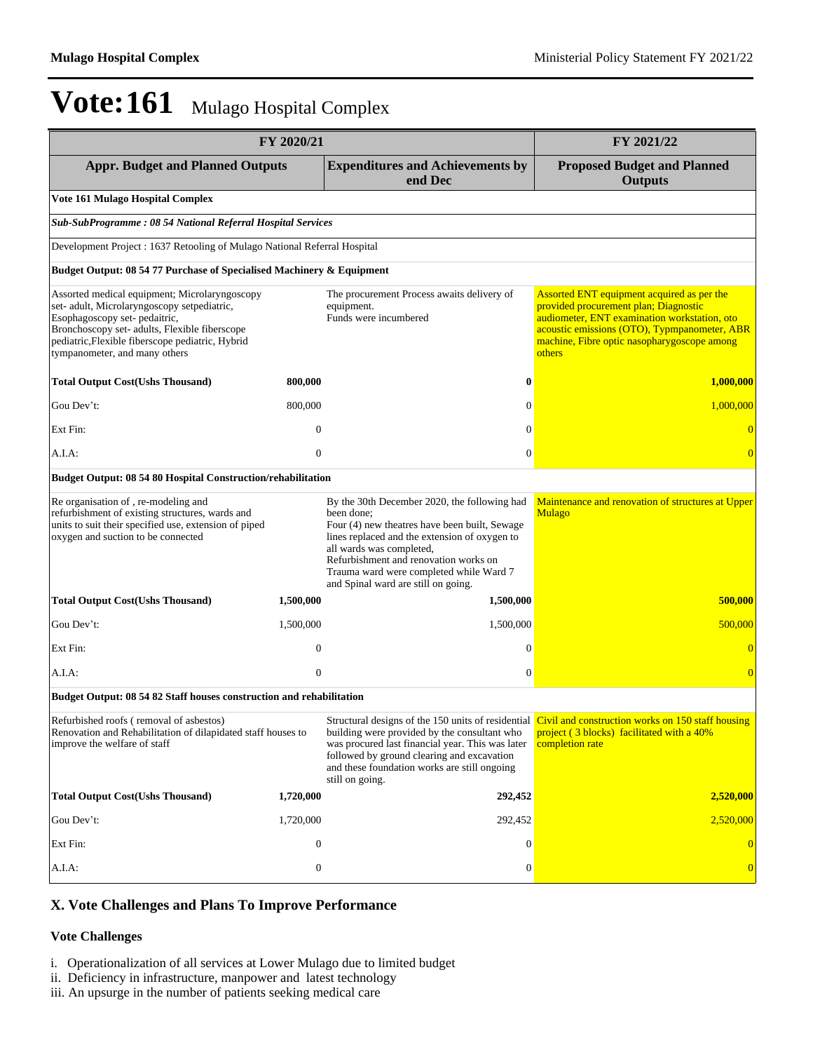# Vote:161 Mulago Hospital Complex

| FY 2020/21 | | | FY 2021/22 |
|---|---|---|---|
| **Appr. Budget and Planned Outputs** | | **Expenditures and Achievements by end Dec** | **Proposed Budget and Planned Outputs** |
| **Vote 161 Mulago Hospital Complex** | | | |
| ***Sub-SubProgramme : 08 54 National Referral Hospital Services*** | | | |
| Development Project : 1637 Retooling of Mulago National Referral Hospital | | | |
| **Budget Output: 08 54 77 Purchase of Specialised Machinery & Equipment** | | | |
| Assorted medical equipment; Microlaryngoscopy set- adult, Microlaryngoscopy setpediatric, Esophagoscopy set- pedaitric, Bronchoscopy set- adults, Flexible fiberscope pediatric,Flexible fiberscope pediatric, Hybrid tympanometer, and many others | | The procurement Process awaits delivery of equipment. Funds were incumbered | Assorted ENT equipment acquired as per the provided procurement plan; Diagnostic audiometer, ENT examination workstation, oto acoustic emissions (OTO), Typmpanometer, ABR machine, Fibre optic nasopharygoscope among others |
| **Total Output Cost(Ushs Thousand)** | **800,000** | **0** | **1,000,000** |
| Gou Dev't: | 800,000 | 0 | 1,000,000 |
| Ext Fin: | 0 | 0 | 0 |
| A.I.A: | 0 | 0 | 0 |
| **Budget Output: 08 54 80 Hospital Construction/rehabilitation** | | | |
| Re organisation of , re-modeling and refurbishment of existing structures, wards and units to suit their specified use, extension of piped oxygen and suction to be connected | | By the 30th December 2020, the following had been done; Four (4) new theatres have been built, Sewage lines replaced and the extension of oxygen to all wards was completed, Refurbishment and renovation works on Trauma ward were completed while Ward 7 and Spinal ward are still on going. | Maintenance and renovation of structures at Upper Mulago |
| **Total Output Cost(Ushs Thousand)** | **1,500,000** | **1,500,000** | **500,000** |
| Gou Dev't: | 1,500,000 | 1,500,000 | 500,000 |
| Ext Fin: | 0 | 0 | 0 |
| A.I.A: | 0 | 0 | 0 |
| **Budget Output: 08 54 82 Staff houses construction and rehabilitation** | | | |
| Refurbished roofs ( removal of asbestos) Renovation and Rehabilitation of dilapidated staff houses to improve the welfare of staff | | Structural designs of the 150 units of residential building were provided by the consultant who was procured last financial year. This was later followed by ground clearing and excavation and these foundation works are still ongoing still on going. | Civil and construction works on 150 staff housing project ( 3 blocks) facilitated with a 40% completion rate |
| **Total Output Cost(Ushs Thousand)** | **1,720,000** | **292,452** | **2,520,000** |
| Gou Dev't: | 1,720,000 | 292,452 | 2,520,000 |
| Ext Fin: | 0 | 0 | 0 |
| A.I.A: | 0 | 0 | 0 |

## X. Vote Challenges and Plans To Improve Performance

### Vote Challenges

i. Operationalization of all services at Lower Mulago due to limited budget
ii. Deficiency in infrastructure, manpower and latest technology
iii. An upsurge in the number of patients seeking medical care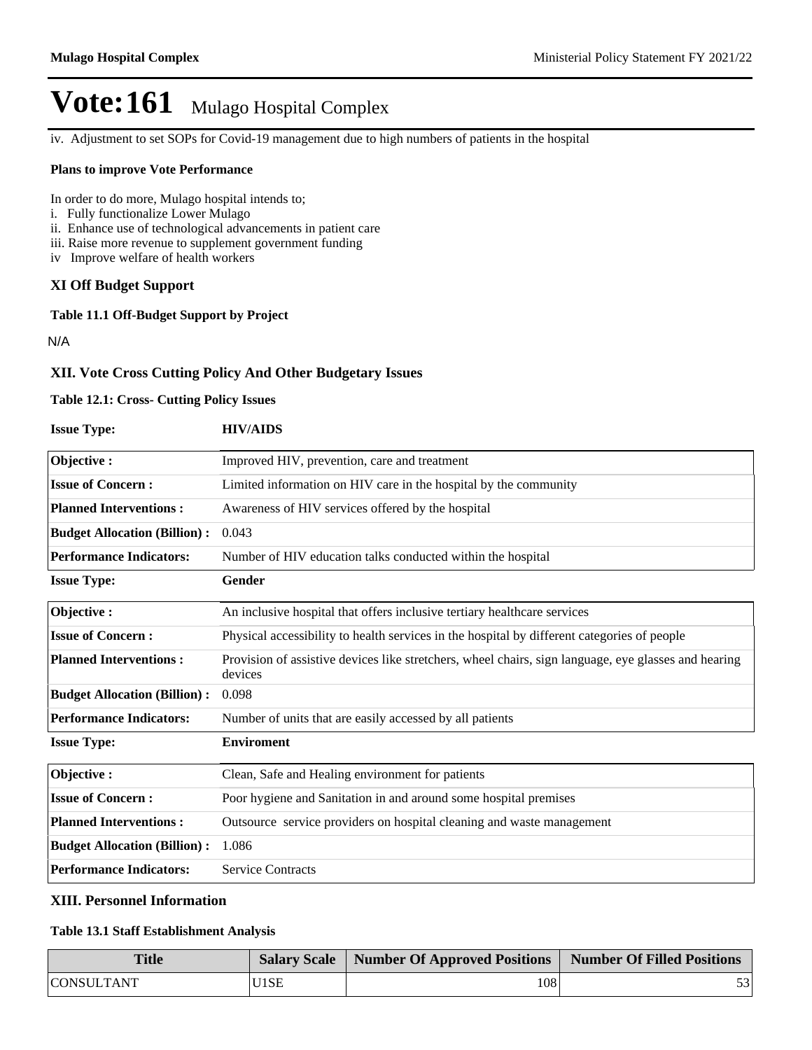# Vote:161 Mulago Hospital Complex

iv. Adjustment to set SOPs for Covid-19 management due to high numbers of patients in the hospital

**Plans to improve Vote Performance**

In order to do more, Mulago hospital intends to;
i. Fully functionalize Lower Mulago
ii. Enhance use of technological advancements in patient care
iii. Raise more revenue to supplement government funding
iv Improve welfare of health workers

## XI Off Budget Support

**Table 11.1 Off-Budget Support by Project**

N/A

## XII. Vote Cross Cutting Policy And Other Budgetary Issues

**Table 12.1: Cross- Cutting Policy Issues**

**Issue Type:** **HIV/AIDS**

| | |
|---|---|
| **Objective :** | Improved HIV, prevention, care and treatment |
| **Issue of Concern :** | Limited information on HIV care in the hospital by the community |
| **Planned Interventions :** | Awareness of HIV services offered by the hospital |
| **Budget Allocation (Billion) :** | 0.043 |
| **Performance Indicators:** | Number of HIV education talks conducted within the hospital |

**Issue Type:** **Gender**

| | |
|---|---|
| **Objective :** | An inclusive hospital that offers inclusive tertiary healthcare services |
| **Issue of Concern :** | Physical accessibility to health services in the hospital by different categories of people |
| **Planned Interventions :** | Provision of assistive devices like stretchers, wheel chairs, sign language, eye glasses and hearing devices |
| **Budget Allocation (Billion) :** | 0.098 |
| **Performance Indicators:** | Number of units that are easily accessed by all patients |

**Issue Type:** **Enviroment**

| | |
|---|---|
| **Objective :** | Clean, Safe and Healing environment for patients |
| **Issue of Concern :** | Poor hygiene and Sanitation in and around some hospital premises |
| **Planned Interventions :** | Outsource service providers on hospital cleaning and waste management |
| **Budget Allocation (Billion) :** | 1.086 |
| **Performance Indicators:** | Service Contracts |

## XIII. Personnel Information

**Table 13.1 Staff Establishment Analysis**

| Title | Salary Scale | Number Of Approved Positions | Number Of Filled Positions |
|---|---|---|---|
| CONSULTANT | U1SE | 108 | 53 |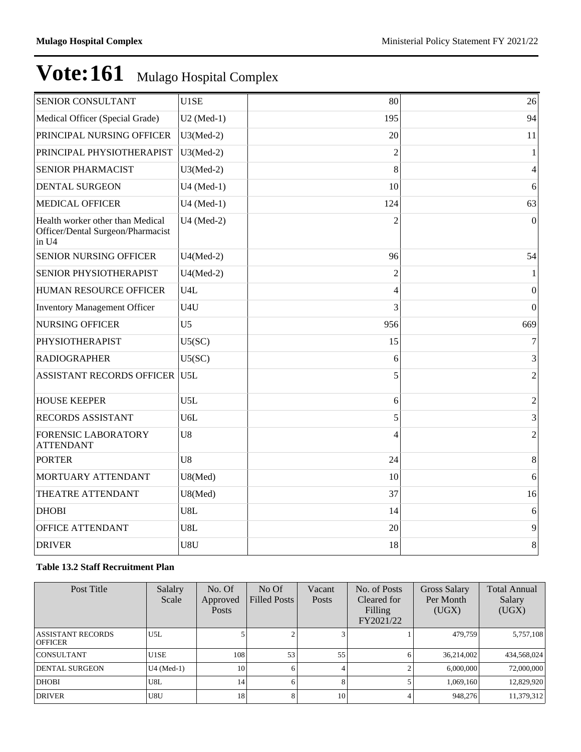# Vote:161 Mulago Hospital Complex

| | | | |
|---|---|---|---|
| SENIOR CONSULTANT | U1SE | 80 | 26 |
| Medical Officer (Special Grade) | U2 (Med-1) | 195 | 94 |
| PRINCIPAL NURSING OFFICER | U3(Med-2) | 20 | 11 |
| PRINCIPAL PHYSIOTHERAPIST | U3(Med-2) | 2 | 1 |
| SENIOR PHARMACIST | U3(Med-2) | 8 | 4 |
| DENTAL SURGEON | U4 (Med-1) | 10 | 6 |
| MEDICAL OFFICER | U4 (Med-1) | 124 | 63 |
| Health worker other than Medical Officer/Dental Surgeon/Pharmacist in U4 | U4 (Med-2) | 2 | 0 |
| SENIOR NURSING OFFICER | U4(Med-2) | 96 | 54 |
| SENIOR PHYSIOTHERAPIST | U4(Med-2) | 2 | 1 |
| HUMAN RESOURCE OFFICER | U4L | 4 | 0 |
| Inventory Management Officer | U4U | 3 | 0 |
| NURSING OFFICER | U5 | 956 | 669 |
| PHYSIOTHERAPIST | U5(SC) | 15 | 7 |
| RADIOGRAPHER | U5(SC) | 6 | 3 |
| ASSISTANT RECORDS OFFICER | U5L | 5 | 2 |
| HOUSE KEEPER | U5L | 6 | 2 |
| RECORDS ASSISTANT | U6L | 5 | 3 |
| FORENSIC LABORATORY ATTENDANT | U8 | 4 | 2 |
| PORTER | U8 | 24 | 8 |
| MORTUARY ATTENDANT | U8(Med) | 10 | 6 |
| THEATRE ATTENDANT | U8(Med) | 37 | 16 |
| DHOBI | U8L | 14 | 6 |
| OFFICE ATTENDANT | U8L | 20 | 9 |
| DRIVER | U8U | 18 | 8 |

**Table 13.2 Staff Recruitment Plan**

| Post Title | Salalry Scale | No. Of Approved Posts | No Of Filled Posts | Vacant Posts | No. of Posts Cleared for Filling FY2021/22 | Gross Salary Per Month (UGX) | Total Annual Salary (UGX) |
|---|---|---|---|---|---|---|---|
| ASSISTANT RECORDS OFFICER | U5L | 5 | 2 | 3 | 1 | 479,759 | 5,757,108 |
| CONSULTANT | U1SE | 108 | 53 | 55 | 6 | 36,214,002 | 434,568,024 |
| DENTAL SURGEON | U4 (Med-1) | 10 | 6 | 4 | 2 | 6,000,000 | 72,000,000 |
| DHOBI | U8L | 14 | 6 | 8 | 5 | 1,069,160 | 12,829,920 |
| DRIVER | U8U | 18 | 8 | 10 | 4 | 948,276 | 11,379,312 |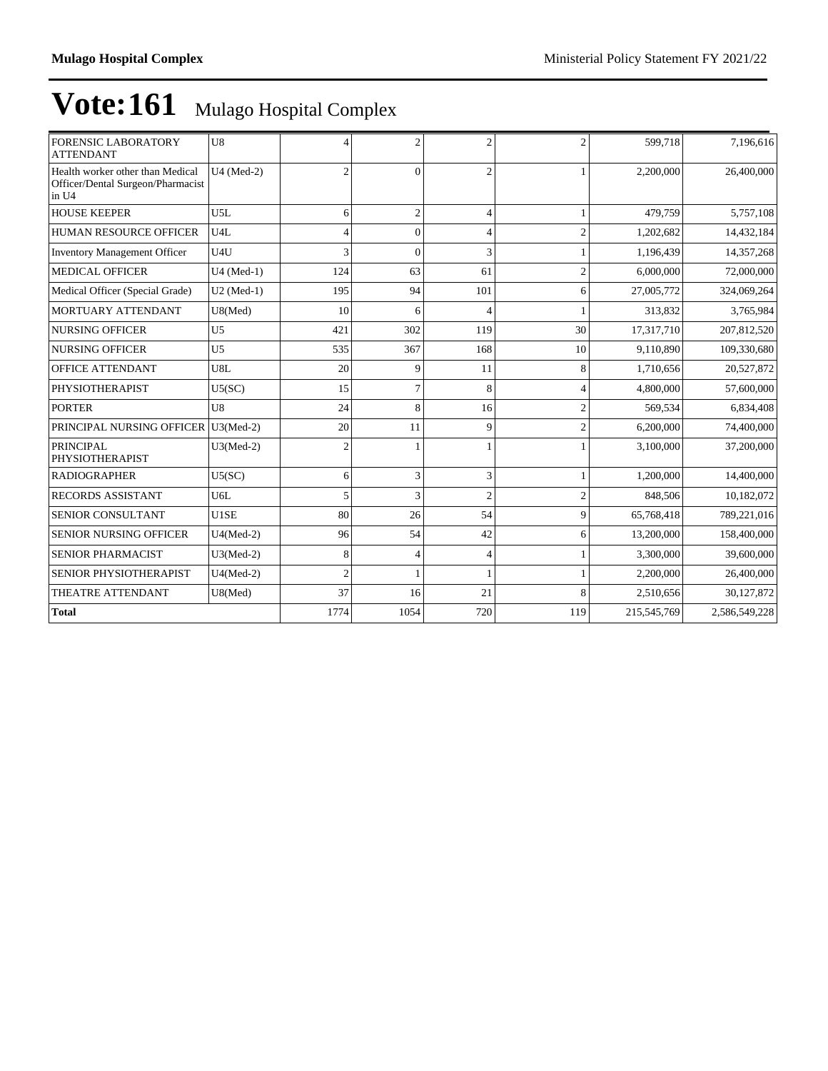# Vote:161 Mulago Hospital Complex

| | | | | | | | |
|---|---|---|---|---|---|---|---|
| FORENSIC LABORATORY ATTENDANT | U8 | 4 | 2 | 2 | 2 | 599,718 | 7,196,616 |
| Health worker other than Medical Officer/Dental Surgeon/Pharmacist in U4 | U4 (Med-2) | 2 | 0 | 2 | 1 | 2,200,000 | 26,400,000 |
| HOUSE KEEPER | U5L | 6 | 2 | 4 | 1 | 479,759 | 5,757,108 |
| HUMAN RESOURCE OFFICER | U4L | 4 | 0 | 4 | 2 | 1,202,682 | 14,432,184 |
| Inventory Management Officer | U4U | 3 | 0 | 3 | 1 | 1,196,439 | 14,357,268 |
| MEDICAL OFFICER | U4 (Med-1) | 124 | 63 | 61 | 2 | 6,000,000 | 72,000,000 |
| Medical Officer (Special Grade) | U2 (Med-1) | 195 | 94 | 101 | 6 | 27,005,772 | 324,069,264 |
| MORTUARY ATTENDANT | U8(Med) | 10 | 6 | 4 | 1 | 313,832 | 3,765,984 |
| NURSING OFFICER | U5 | 421 | 302 | 119 | 30 | 17,317,710 | 207,812,520 |
| NURSING OFFICER | U5 | 535 | 367 | 168 | 10 | 9,110,890 | 109,330,680 |
| OFFICE ATTENDANT | U8L | 20 | 9 | 11 | 8 | 1,710,656 | 20,527,872 |
| PHYSIOTHERAPIST | U5(SC) | 15 | 7 | 8 | 4 | 4,800,000 | 57,600,000 |
| PORTER | U8 | 24 | 8 | 16 | 2 | 569,534 | 6,834,408 |
| PRINCIPAL NURSING OFFICER | U3(Med-2) | 20 | 11 | 9 | 2 | 6,200,000 | 74,400,000 |
| PRINCIPAL PHYSIOTHERAPIST | U3(Med-2) | 2 | 1 | 1 | 1 | 3,100,000 | 37,200,000 |
| RADIOGRAPHER | U5(SC) | 6 | 3 | 3 | 1 | 1,200,000 | 14,400,000 |
| RECORDS ASSISTANT | U6L | 5 | 3 | 2 | 2 | 848,506 | 10,182,072 |
| SENIOR CONSULTANT | U1SE | 80 | 26 | 54 | 9 | 65,768,418 | 789,221,016 |
| SENIOR NURSING OFFICER | U4(Med-2) | 96 | 54 | 42 | 6 | 13,200,000 | 158,400,000 |
| SENIOR PHARMACIST | U3(Med-2) | 8 | 4 | 4 | 1 | 3,300,000 | 39,600,000 |
| SENIOR PHYSIOTHERAPIST | U4(Med-2) | 2 | 1 | 1 | 1 | 2,200,000 | 26,400,000 |
| THEATRE ATTENDANT | U8(Med) | 37 | 16 | 21 | 8 | 2,510,656 | 30,127,872 |
| **Total** | | 1774 | 1054 | 720 | 119 | 215,545,769 | 2,586,549,228 |